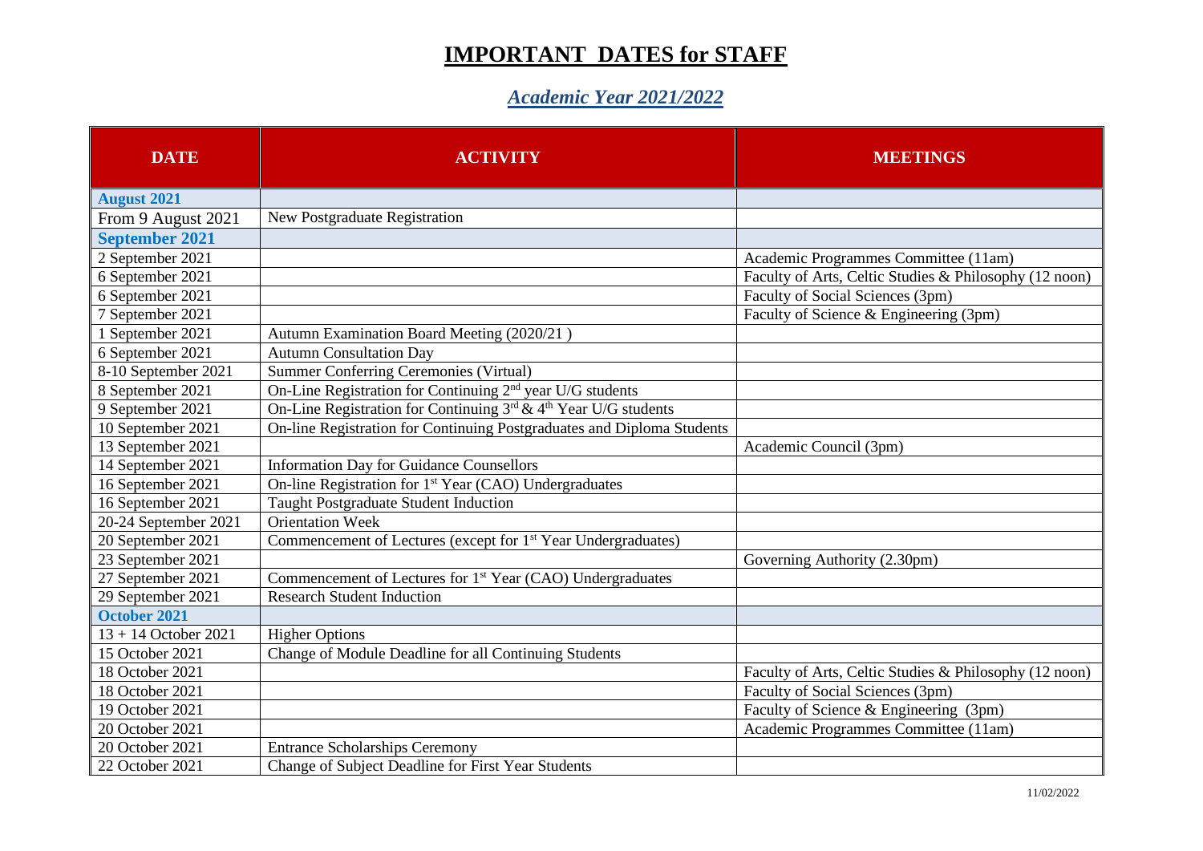# IMPORTANT DATES for STAFF

## *Academic Year 2021/2022*

| DATE | ACTIVITY | MEETINGS |
|---|---|---|
| **August 2021** | | |
| From 9 August 2021 | New Postgraduate Registration | |
| **September 2021** | | |
| 2 September 2021 | | Academic Programmes Committee (11am) |
| 6 September 2021 | | Faculty of Arts, Celtic Studies & Philosophy (12 noon) |
| 6 September 2021 | | Faculty of Social Sciences (3pm) |
| 7 September 2021 | | Faculty of Science & Engineering (3pm) |
| 1 September 2021 | Autumn Examination Board Meeting (2020/21 ) | |
| 6 September 2021 | Autumn Consultation Day | |
| 8-10 September 2021 | Summer Conferring Ceremonies (Virtual) | |
| 8 September 2021 | On-Line Registration for Continuing 2nd year U/G students | |
| 9 September 2021 | On-Line Registration for Continuing 3rd & 4th Year U/G students | |
| 10 September 2021 | On-line Registration for Continuing Postgraduates and Diploma Students | |
| 13 September 2021 | | Academic Council (3pm) |
| 14 September 2021 | Information Day for Guidance Counsellors | |
| 16 September 2021 | On-line Registration for 1st Year (CAO) Undergraduates | |
| 16 September 2021 | Taught Postgraduate Student Induction | |
| 20-24 September 2021 | Orientation Week | |
| 20 September 2021 | Commencement of Lectures (except for 1st Year Undergraduates) | |
| 23 September 2021 | | Governing Authority (2.30pm) |
| 27 September 2021 | Commencement of Lectures for 1st Year (CAO) Undergraduates | |
| 29 September 2021 | Research Student Induction | |
| **October 2021** | | |
| 13 + 14 October 2021 | Higher Options | |
| 15 October 2021 | Change of Module Deadline for all Continuing Students | |
| 18 October 2021 | | Faculty of Arts, Celtic Studies & Philosophy (12 noon) |
| 18 October 2021 | | Faculty of Social Sciences (3pm) |
| 19 October 2021 | | Faculty of Science & Engineering (3pm) |
| 20 October 2021 | | Academic Programmes Committee (11am) |
| 20 October 2021 | Entrance Scholarships Ceremony | |
| 22 October 2021 | Change of Subject Deadline for First Year Students | |

11/02/2022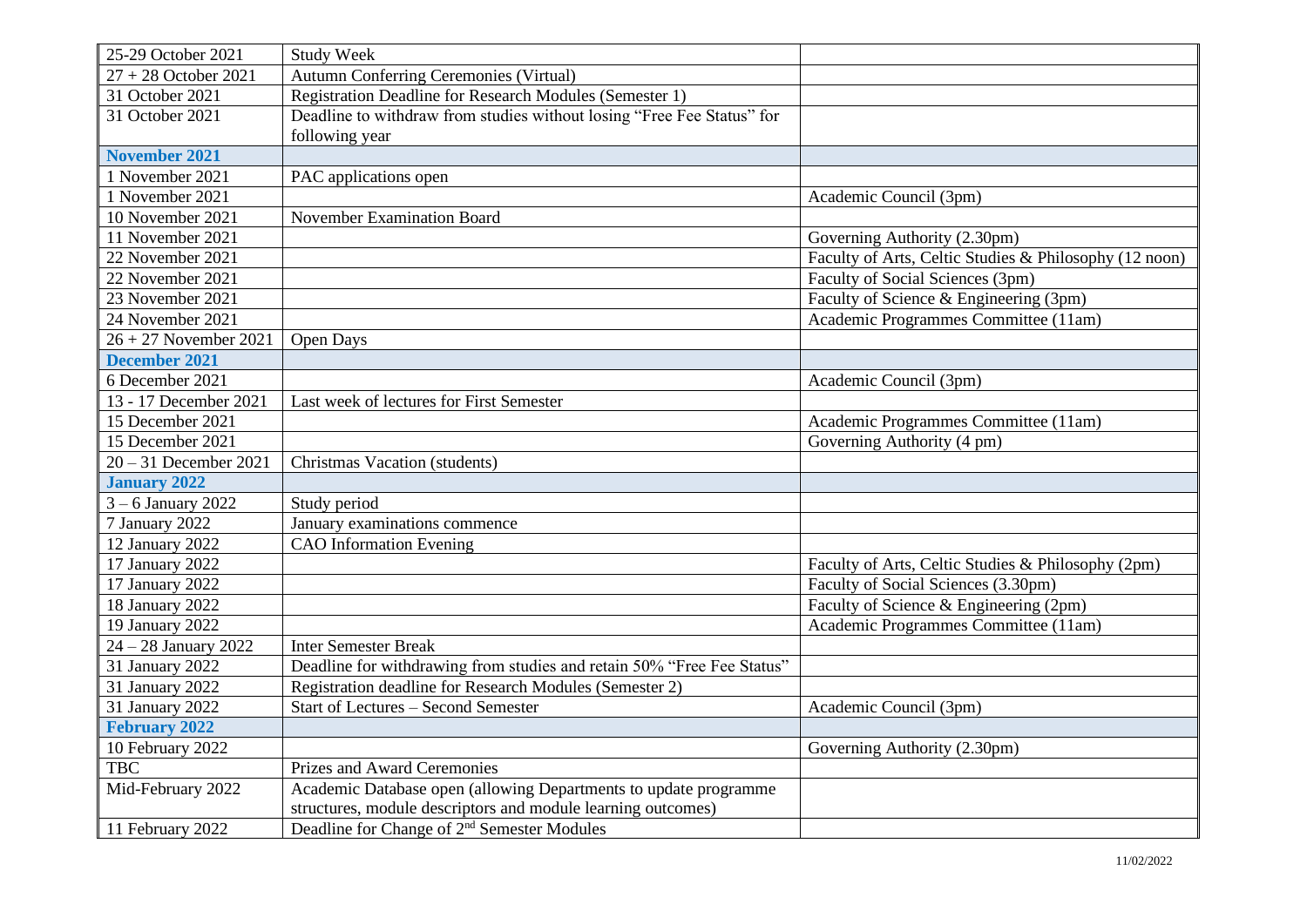| | | |
|---|---|---|
| 25-29 October 2021 | Study Week | |
| 27 + 28 October 2021 | Autumn Conferring Ceremonies (Virtual) | |
| 31 October 2021 | Registration Deadline for Research Modules (Semester 1) | |
| 31 October 2021 | Deadline to withdraw from studies without losing "Free Fee Status" for following year | |
| **November 2021** | | |
| 1 November 2021 | PAC applications open | |
| 1 November 2021 | | Academic Council (3pm) |
| 10 November 2021 | November Examination Board | |
| 11 November 2021 | | Governing Authority (2.30pm) |
| 22 November 2021 | | Faculty of Arts, Celtic Studies & Philosophy (12 noon) |
| 22 November 2021 | | Faculty of Social Sciences (3pm) |
| 23 November 2021 | | Faculty of Science & Engineering (3pm) |
| 24 November 2021 | | Academic Programmes Committee (11am) |
| 26 + 27 November 2021 | Open Days | |
| **December 2021** | | |
| 6 December 2021 | | Academic Council (3pm) |
| 13 - 17 December 2021 | Last week of lectures for First Semester | |
| 15 December 2021 | | Academic Programmes Committee (11am) |
| 15 December 2021 | | Governing Authority (4 pm) |
| 20 – 31 December 2021 | Christmas Vacation (students) | |
| **January 2022** | | |
| 3 – 6 January 2022 | Study period | |
| 7 January 2022 | January examinations commence | |
| 12 January 2022 | CAO Information Evening | |
| 17 January 2022 | | Faculty of Arts, Celtic Studies & Philosophy (2pm) |
| 17 January 2022 | | Faculty of Social Sciences (3.30pm) |
| 18 January 2022 | | Faculty of Science & Engineering (2pm) |
| 19 January 2022 | | Academic Programmes Committee (11am) |
| 24 – 28 January 2022 | Inter Semester Break | |
| 31 January 2022 | Deadline for withdrawing from studies and retain 50% "Free Fee Status" | |
| 31 January 2022 | Registration deadline for Research Modules (Semester 2) | |
| 31 January 2022 | Start of Lectures – Second Semester | Academic Council (3pm) |
| **February 2022** | | |
| 10 February 2022 | | Governing Authority (2.30pm) |
| TBC | Prizes and Award Ceremonies | |
| Mid-February 2022 | Academic Database open (allowing Departments to update programme structures, module descriptors and module learning outcomes) | |
| 11 February 2022 | Deadline for Change of 2nd Semester Modules | |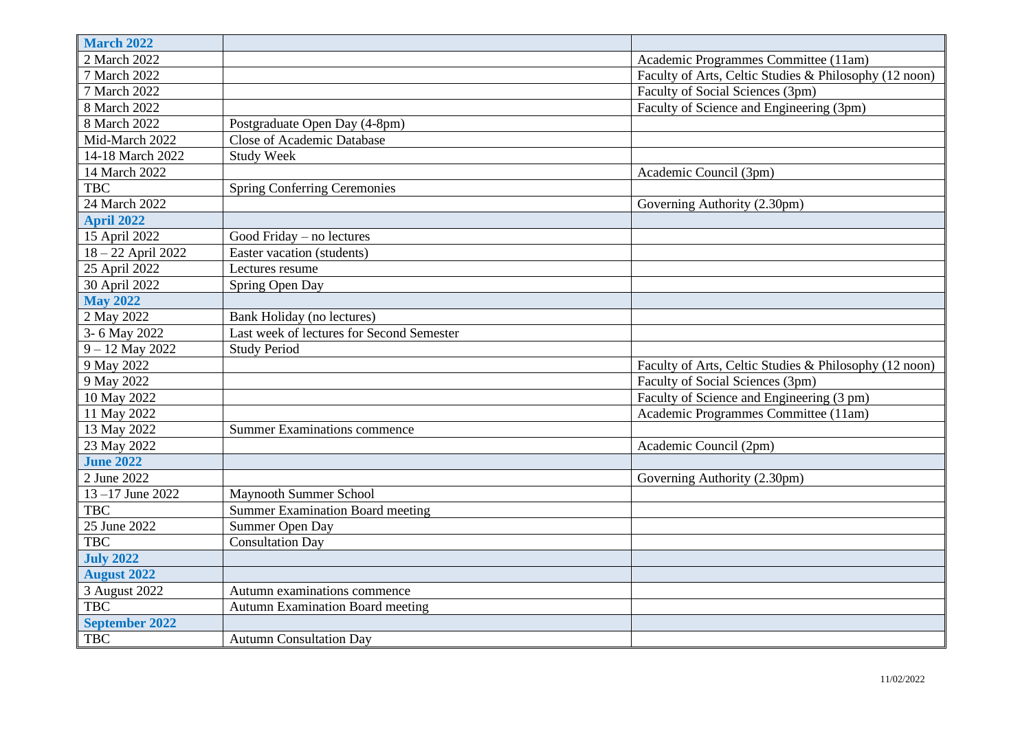| | | |
|---|---|---|
| **March 2022** | | |
| 2 March 2022 | | Academic Programmes Committee (11am) |
| 7 March 2022 | | Faculty of Arts, Celtic Studies & Philosophy (12 noon) |
| 7 March 2022 | | Faculty of Social Sciences (3pm) |
| 8 March 2022 | | Faculty of Science and Engineering (3pm) |
| 8 March 2022 | Postgraduate Open Day (4-8pm) | |
| Mid-March 2022 | Close of Academic Database | |
| 14-18 March 2022 | Study Week | |
| 14 March 2022 | | Academic Council (3pm) |
| TBC | Spring Conferring Ceremonies | |
| 24 March 2022 | | Governing Authority (2.30pm) |
| **April 2022** | | |
| 15 April 2022 | Good Friday – no lectures | |
| 18 – 22 April 2022 | Easter vacation (students) | |
| 25 April 2022 | Lectures resume | |
| 30 April 2022 | Spring Open Day | |
| **May 2022** | | |
| 2 May 2022 | Bank Holiday (no lectures) | |
| 3- 6 May 2022 | Last week of lectures for Second Semester | |
| 9 – 12 May 2022 | Study Period | |
| 9 May 2022 | | Faculty of Arts, Celtic Studies & Philosophy (12 noon) |
| 9 May 2022 | | Faculty of Social Sciences (3pm) |
| 10 May 2022 | | Faculty of Science and Engineering (3 pm) |
| 11 May 2022 | | Academic Programmes Committee (11am) |
| 13 May 2022 | Summer Examinations commence | |
| 23 May 2022 | | Academic Council (2pm) |
| **June 2022** | | |
| 2 June 2022 | | Governing Authority (2.30pm) |
| 13 –17 June 2022 | Maynooth Summer School | |
| TBC | Summer Examination Board meeting | |
| 25 June 2022 | Summer Open Day | |
| TBC | Consultation Day | |
| **July 2022** | | |
| **August 2022** | | |
| 3 August 2022 | Autumn examinations commence | |
| TBC | Autumn Examination Board meeting | |
| **September 2022** | | |
| TBC | Autumn Consultation Day | |

11/02/2022